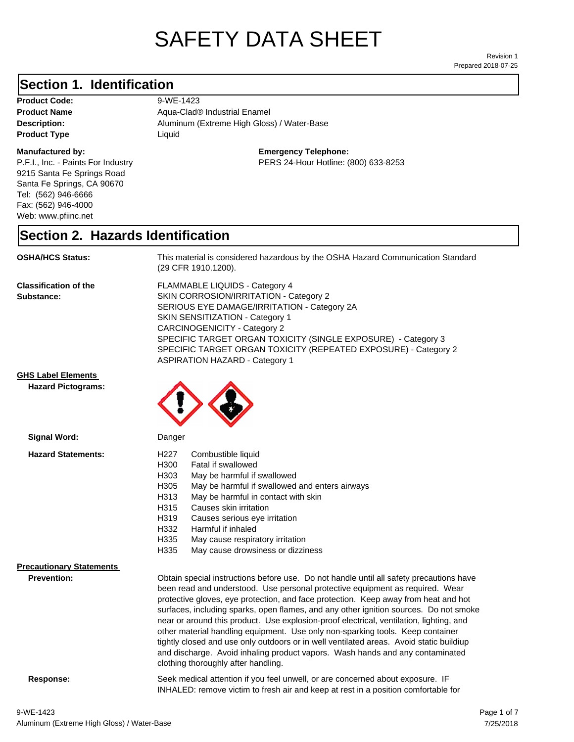# SAFETY DATA SHEET

Revision 1
Prepared 2018-07-25

## Section 1. Identification

**Product Code:** 9-WE-1423
**Product Name** Aqua-Clad® Industrial Enamel
**Description:** Aluminum (Extreme High Gloss) / Water-Base
**Product Type** Liquid

**Manufactured by:**
P.F.I., Inc. - Paints For Industry
9215 Santa Fe Springs Road
Santa Fe Springs, CA 90670
Tel: (562) 946-6666
Fax: (562) 946-4000
Web: www.pfiinc.net

**Emergency Telephone:**
PERS 24-Hour Hotline: (800) 633-8253

## Section 2. Hazards Identification

**OSHA/HCS Status:** This material is considered hazardous by the OSHA Hazard Communication Standard (29 CFR 1910.1200).

**Classification of the Substance:**
FLAMMABLE LIQUIDS - Category 4
SKIN CORROSION/IRRITATION - Category 2
SERIOUS EYE DAMAGE/IRRITATION - Category 2A
SKIN SENSITIZATION - Category 1
CARCINOGENICITY - Category 2
SPECIFIC TARGET ORGAN TOXICITY (SINGLE EXPOSURE) - Category 3
SPECIFIC TARGET ORGAN TOXICITY (REPEATED EXPOSURE) - Category 2
ASPIRATION HAZARD - Category 1

**GHS Label Elements**

**Hazard Pictograms:**

**Signal Word:** Danger

**Hazard Statements:**

| | |
|---|---|
| H227 | Combustible liquid |
| H300 | Fatal if swallowed |
| H303 | May be harmful if swallowed |
| H305 | May be harmful if swallowed and enters airways |
| H313 | May be harmful in contact with skin |
| H315 | Causes skin irritation |
| H319 | Causes serious eye irritation |
| H332 | Harmful if inhaled |
| H335 | May cause respiratory irritation |
| H335 | May cause drowsiness or dizziness |

**Precautionary Statements**

**Prevention:** Obtain special instructions before use. Do not handle until all safety precautions have been read and understood. Use personal protective equipment as required. Wear protective gloves, eye protection, and face protection. Keep away from heat and hot surfaces, including sparks, open flames, and any other ignition sources. Do not smoke near or around this product. Use explosion-proof electrical, ventilation, lighting, and other material handling equipment. Use only non-sparking tools. Keep container tightly closed and use only outdoors or in well ventilated areas. Avoid static buildiup and discharge. Avoid inhaling product vapors. Wash hands and any contaminated clothing thoroughly after handling.

**Response:** Seek medical attention if you feel unwell, or are concerned about exposure. IF INHALED: remove victim to fresh air and keep at rest in a position comfortable for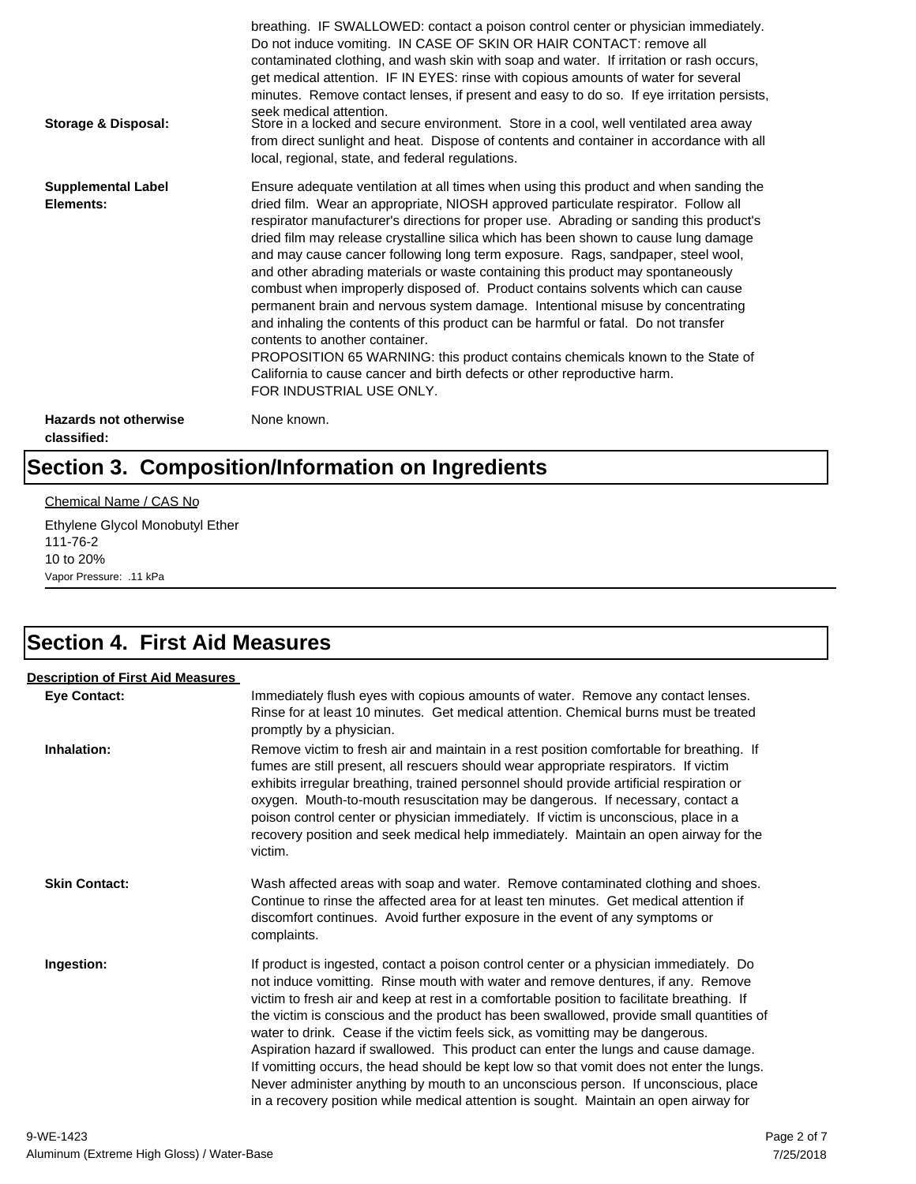breathing. IF SWALLOWED: contact a poison control center or physician immediately. Do not induce vomiting. IN CASE OF SKIN OR HAIR CONTACT: remove all contaminated clothing, and wash skin with soap and water. If irritation or rash occurs, get medical attention. IF IN EYES: rinse with copious amounts of water for several minutes. Remove contact lenses, if present and easy to do so. If eye irritation persists, seek medical attention.

**Storage & Disposal:** Store in a locked and secure environment. Store in a cool, well ventilated area away from direct sunlight and heat. Dispose of contents and container in accordance with all local, regional, state, and federal regulations.

**Supplemental Label Elements:** Ensure adequate ventilation at all times when using this product and when sanding the dried film. Wear an appropriate, NIOSH approved particulate respirator. Follow all respirator manufacturer's directions for proper use. Abrading or sanding this product's dried film may release crystalline silica which has been shown to cause lung damage and may cause cancer following long term exposure. Rags, sandpaper, steel wool, and other abrading materials or waste containing this product may spontaneously combust when improperly disposed of. Product contains solvents which can cause permanent brain and nervous system damage. Intentional misuse by concentrating and inhaling the contents of this product can be harmful or fatal. Do not transfer contents to another container.
PROPOSITION 65 WARNING: this product contains chemicals known to the State of California to cause cancer and birth defects or other reproductive harm.
FOR INDUSTRIAL USE ONLY.

**Hazards not otherwise classified:** None known.

# Section 3. Composition/Information on Ingredients

Chemical Name / CAS No

Ethylene Glycol Monobutyl Ether
111-76-2
10 to 20%
Vapor Pressure: .11 kPa

# Section 4. First Aid Measures

**Description of First Aid Measures**

**Eye Contact:** Immediately flush eyes with copious amounts of water. Remove any contact lenses. Rinse for at least 10 minutes. Get medical attention. Chemical burns must be treated promptly by a physician.

**Inhalation:** Remove victim to fresh air and maintain in a rest position comfortable for breathing. If fumes are still present, all rescuers should wear appropriate respirators. If victim exhibits irregular breathing, trained personnel should provide artificial respiration or oxygen. Mouth-to-mouth resuscitation may be dangerous. If necessary, contact a poison control center or physician immediately. If victim is unconscious, place in a recovery position and seek medical help immediately. Maintain an open airway for the victim.

**Skin Contact:** Wash affected areas with soap and water. Remove contaminated clothing and shoes. Continue to rinse the affected area for at least ten minutes. Get medical attention if discomfort continues. Avoid further exposure in the event of any symptoms or complaints.

**Ingestion:** If product is ingested, contact a poison control center or a physician immediately. Do not induce vomitting. Rinse mouth with water and remove dentures, if any. Remove victim to fresh air and keep at rest in a comfortable position to facilitate breathing. If the victim is conscious and the product has been swallowed, provide small quantities of water to drink. Cease if the victim feels sick, as vomitting may be dangerous. Aspiration hazard if swallowed. This product can enter the lungs and cause damage. If vomitting occurs, the head should be kept low so that vomit does not enter the lungs. Never administer anything by mouth to an unconscious person. If unconscious, place in a recovery position while medical attention is sought. Maintain an open airway for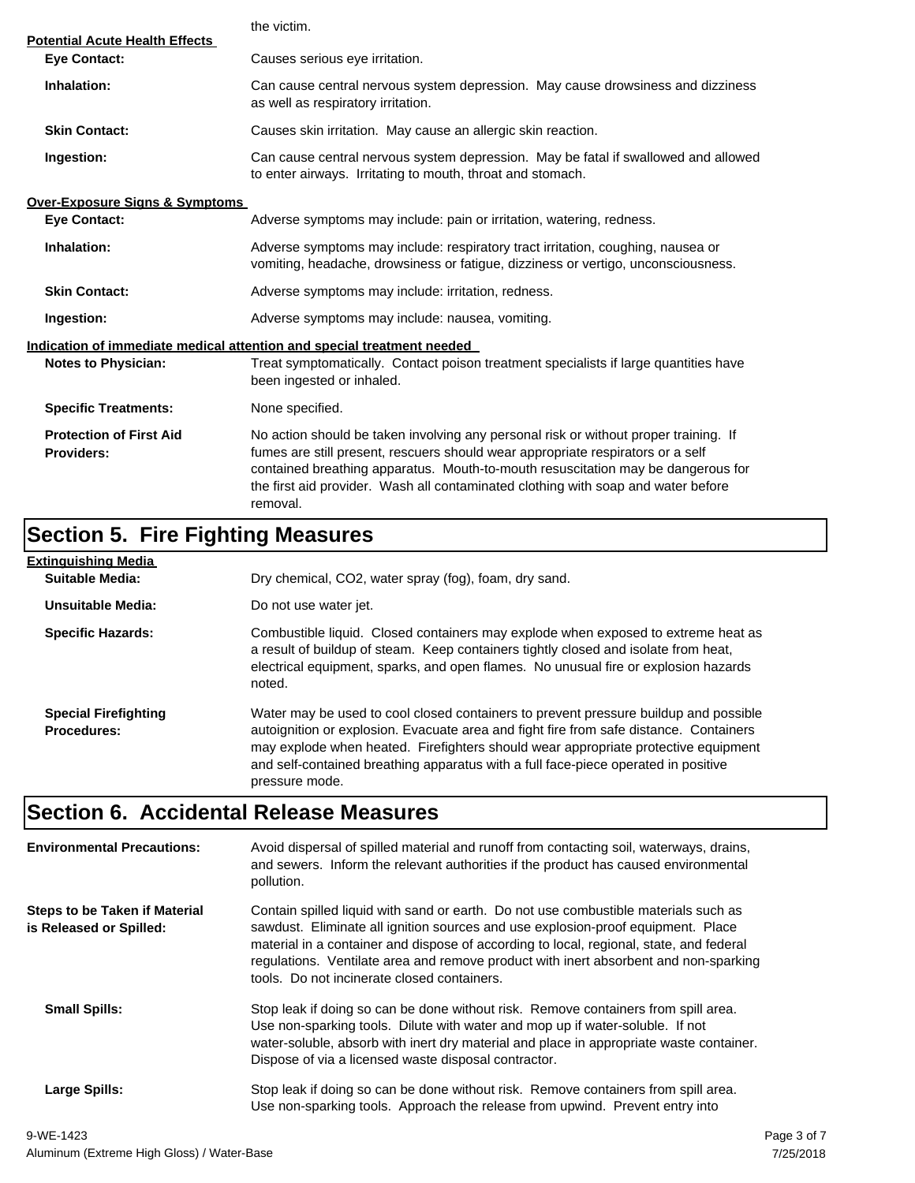the victim.

**Potential Acute Health Effects**

**Eye Contact:** Causes serious eye irritation.

**Inhalation:** Can cause central nervous system depression. May cause drowsiness and dizziness as well as respiratory irritation.

**Skin Contact:** Causes skin irritation. May cause an allergic skin reaction.

**Ingestion:** Can cause central nervous system depression. May be fatal if swallowed and allowed to enter airways. Irritating to mouth, throat and stomach.

**Over-Exposure Signs & Symptoms**

**Eye Contact:** Adverse symptoms may include: pain or irritation, watering, redness.

**Inhalation:** Adverse symptoms may include: respiratory tract irritation, coughing, nausea or vomiting, headache, drowsiness or fatigue, dizziness or vertigo, unconsciousness.

**Skin Contact:** Adverse symptoms may include: irritation, redness.

**Ingestion:** Adverse symptoms may include: nausea, vomiting.

**Indication of immediate medical attention and special treatment needed**

**Notes to Physician:** Treat symptomatically. Contact poison treatment specialists if large quantities have been ingested or inhaled.

**Specific Treatments:** None specified.

**Protection of First Aid Providers:** No action should be taken involving any personal risk or without proper training. If fumes are still present, rescuers should wear appropriate respirators or a self contained breathing apparatus. Mouth-to-mouth resuscitation may be dangerous for the first aid provider. Wash all contaminated clothing with soap and water before removal.

## Section 5. Fire Fighting Measures

**Extinguishing Media**

**Suitable Media:** Dry chemical, $CO_2$, water spray (fog), foam, dry sand.

**Unsuitable Media:** Do not use water jet.

**Specific Hazards:** Combustible liquid. Closed containers may explode when exposed to extreme heat as a result of buildup of steam. Keep containers tightly closed and isolate from heat, electrical equipment, sparks, and open flames. No unusual fire or explosion hazards noted.

**Special Firefighting Procedures:** Water may be used to cool closed containers to prevent pressure buildup and possible autoignition or explosion. Evacuate area and fight fire from safe distance. Containers may explode when heated. Firefighters should wear appropriate protective equipment and self-contained breathing apparatus with a full face-piece operated in positive pressure mode.

## Section 6. Accidental Release Measures

**Environmental Precautions:** Avoid dispersal of spilled material and runoff from contacting soil, waterways, drains, and sewers. Inform the relevant authorities if the product has caused environmental pollution.

**Steps to be Taken if Material is Released or Spilled:** Contain spilled liquid with sand or earth. Do not use combustible materials such as sawdust. Eliminate all ignition sources and use explosion-proof equipment. Place material in a container and dispose of according to local, regional, state, and federal regulations. Ventilate area and remove product with inert absorbent and non-sparking tools. Do not incinerate closed containers.

**Small Spills:** Stop leak if doing so can be done without risk. Remove containers from spill area. Use non-sparking tools. Dilute with water and mop up if water-soluble. If not water-soluble, absorb with inert dry material and place in appropriate waste container. Dispose of via a licensed waste disposal contractor.

**Large Spills:** Stop leak if doing so can be done without risk. Remove containers from spill area. Use non-sparking tools. Approach the release from upwind. Prevent entry into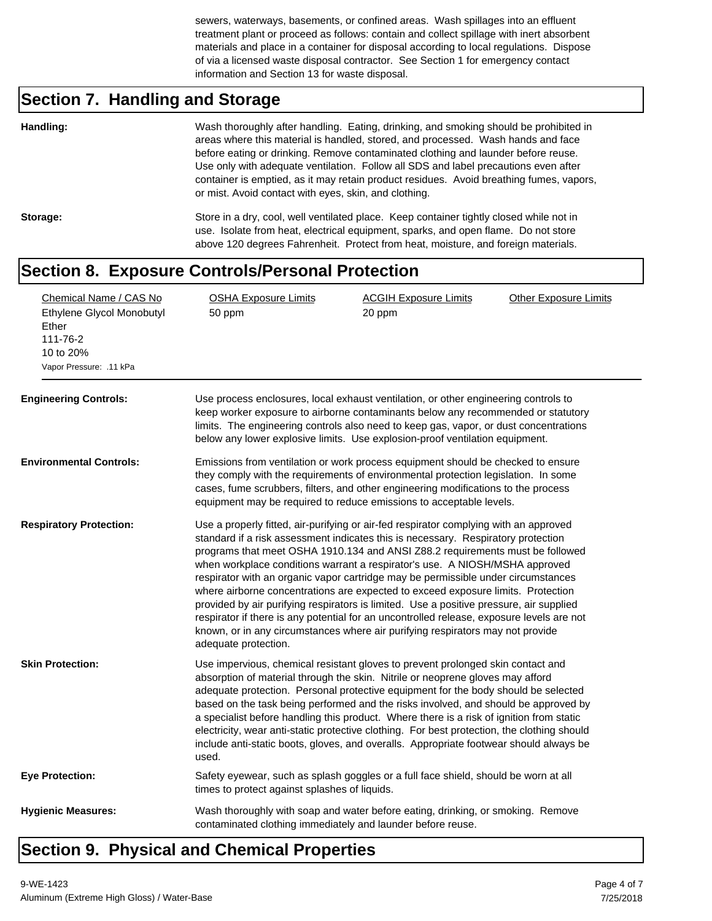sewers, waterways, basements, or confined areas. Wash spillages into an effluent treatment plant or proceed as follows: contain and collect spillage with inert absorbent materials and place in a container for disposal according to local regulations. Dispose of via a licensed waste disposal contractor. See Section 1 for emergency contact information and Section 13 for waste disposal.

## Section 7. Handling and Storage

**Handling:** Wash thoroughly after handling. Eating, drinking, and smoking should be prohibited in areas where this material is handled, stored, and processed. Wash hands and face before eating or drinking. Remove contaminated clothing and launder before reuse. Use only with adequate ventilation. Follow all SDS and label precautions even after container is emptied, as it may retain product residues. Avoid breathing fumes, vapors, or mist. Avoid contact with eyes, skin, and clothing.

**Storage:** Store in a dry, cool, well ventilated place. Keep container tightly closed while not in use. Isolate from heat, electrical equipment, sparks, and open flame. Do not store above 120 degrees Fahrenheit. Protect from heat, moisture, and foreign materials.

## Section 8. Exposure Controls/Personal Protection

| Chemical Name / CAS No | OSHA Exposure Limits | ACGIH Exposure Limits | Other Exposure Limits |
|---|---|---|---|
| Ethylene Glycol Monobutyl Ether<br>111-76-2<br>10 to 20%<br>Vapor Pressure: .11 kPa | 50 ppm | 20 ppm | |

**Engineering Controls:** Use process enclosures, local exhaust ventilation, or other engineering controls to keep worker exposure to airborne contaminants below any recommended or statutory limits. The engineering controls also need to keep gas, vapor, or dust concentrations below any lower explosive limits. Use explosion-proof ventilation equipment.

**Environmental Controls:** Emissions from ventilation or work process equipment should be checked to ensure they comply with the requirements of environmental protection legislation. In some cases, fume scrubbers, filters, and other engineering modifications to the process equipment may be required to reduce emissions to acceptable levels.

**Respiratory Protection:** Use a properly fitted, air-purifying or air-fed respirator complying with an approved standard if a risk assessment indicates this is necessary. Respiratory protection programs that meet OSHA 1910.134 and ANSI Z88.2 requirements must be followed when workplace conditions warrant a respirator's use. A NIOSH/MSHA approved respirator with an organic vapor cartridge may be permissible under circumstances where airborne concentrations are expected to exceed exposure limits. Protection provided by air purifying respirators is limited. Use a positive pressure, air supplied respirator if there is any potential for an uncontrolled release, exposure levels are not known, or in any circumstances where air purifying respirators may not provide adequate protection.

**Skin Protection:** Use impervious, chemical resistant gloves to prevent prolonged skin contact and absorption of material through the skin. Nitrile or neoprene gloves may afford adequate protection. Personal protective equipment for the body should be selected based on the task being performed and the risks involved, and should be approved by a specialist before handling this product. Where there is a risk of ignition from static electricity, wear anti-static protective clothing. For best protection, the clothing should include anti-static boots, gloves, and overalls. Appropriate footwear should always be used.

**Eye Protection:** Safety eyewear, such as splash goggles or a full face shield, should be worn at all times to protect against splashes of liquids.

**Hygienic Measures:** Wash thoroughly with soap and water before eating, drinking, or smoking. Remove contaminated clothing immediately and launder before reuse.

## Section 9. Physical and Chemical Properties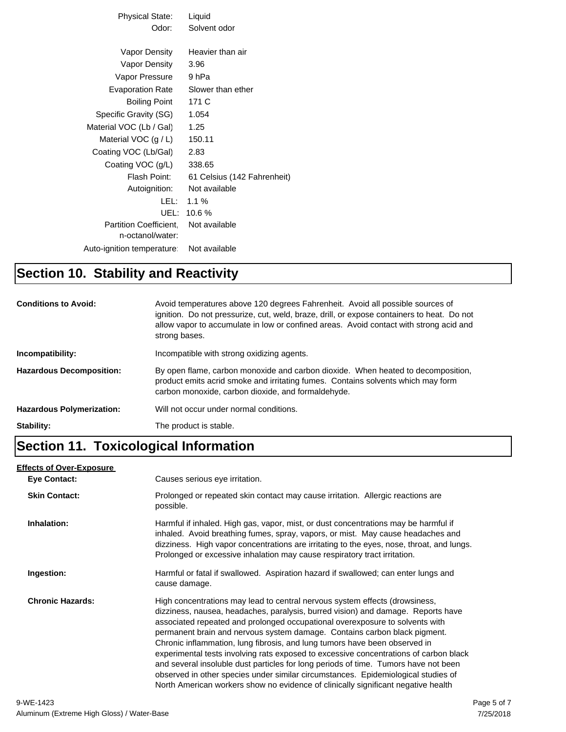| | |
|---|---|
| Physical State: | Liquid |
| Odor: | Solvent odor |
| Vapor Density | Heavier than air |
| Vapor Density | 3.96 |
| Vapor Pressure | 9 hPa |
| Evaporation Rate | Slower than ether |
| Boiling Point | 171 C |
| Specific Gravity (SG) | 1.054 |
| Material VOC (Lb / Gal) | 1.25 |
| Material VOC (g / L) | 150.11 |
| Coating VOC (Lb/Gal) | 2.83 |
| Coating VOC (g/L) | 338.65 |
| Flash Point: | 61 Celsius (142 Fahrenheit) |
| Autoignition: | Not available |
| LEL: | 1.1 % |
| UEL: | 10.6 % |
| Partition Coefficient, n-octanol/water: | Not available |
| Auto-ignition temperature: | Not available |

# Section 10. Stability and Reactivity

**Conditions to Avoid:** Avoid temperatures above 120 degrees Fahrenheit. Avoid all possible sources of ignition. Do not pressurize, cut, weld, braze, drill, or expose containers to heat. Do not allow vapor to accumulate in low or confined areas. Avoid contact with strong acid and strong bases.

**Incompatibility:** Incompatible with strong oxidizing agents.

**Hazardous Decomposition:** By open flame, carbon monoxide and carbon dioxide. When heated to decomposition, product emits acrid smoke and irritating fumes. Contains solvents which may form carbon monoxide, carbon dioxide, and formaldehyde.

**Hazardous Polymerization:** Will not occur under normal conditions.

**Stability:** The product is stable.

# Section 11. Toxicological Information

**Effects of Over-Exposure**

**Eye Contact:** Causes serious eye irritation.

**Skin Contact:** Prolonged or repeated skin contact may cause irritation. Allergic reactions are possible.

**Inhalation:** Harmful if inhaled. High gas, vapor, mist, or dust concentrations may be harmful if inhaled. Avoid breathing fumes, spray, vapors, or mist. May cause headaches and dizziness. High vapor concentrations are irritating to the eyes, nose, throat, and lungs. Prolonged or excessive inhalation may cause respiratory tract irritation.

**Ingestion:** Harmful or fatal if swallowed. Aspiration hazard if swallowed; can enter lungs and cause damage.

**Chronic Hazards:** High concentrations may lead to central nervous system effects (drowsiness, dizziness, nausea, headaches, paralysis, burred vision) and damage. Reports have associated repeated and prolonged occupational overexposure to solvents with permanent brain and nervous system damage. Contains carbon black pigment. Chronic inflammation, lung fibrosis, and lung tumors have been observed in experimental tests involving rats exposed to excessive concentrations of carbon black and several insoluble dust particles for long periods of time. Tumors have not been observed in other species under similar circumstances. Epidemiological studies of North American workers show no evidence of clinically significant negative health

9-WE-1423
Aluminum (Extreme High Gloss) / Water-Base
7/25/2018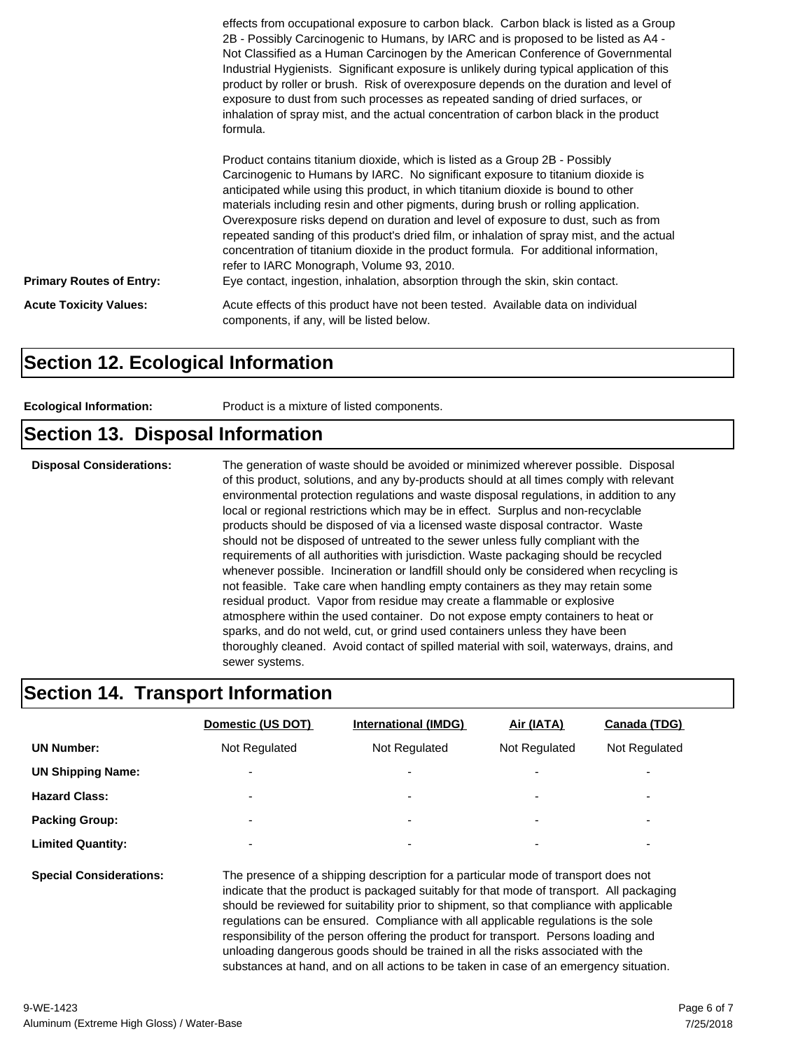effects from occupational exposure to carbon black. Carbon black is listed as a Group 2B - Possibly Carcinogenic to Humans, by IARC and is proposed to be listed as A4 - Not Classified as a Human Carcinogen by the American Conference of Governmental Industrial Hygienists. Significant exposure is unlikely during typical application of this product by roller or brush. Risk of overexposure depends on the duration and level of exposure to dust from such processes as repeated sanding of dried surfaces, or inhalation of spray mist, and the actual concentration of carbon black in the product formula.

Product contains titanium dioxide, which is listed as a Group 2B - Possibly Carcinogenic to Humans by IARC. No significant exposure to titanium dioxide is anticipated while using this product, in which titanium dioxide is bound to other materials including resin and other pigments, during brush or rolling application. Overexposure risks depend on duration and level of exposure to dust, such as from repeated sanding of this product's dried film, or inhalation of spray mist, and the actual concentration of titanium dioxide in the product formula. For additional information, refer to IARC Monograph, Volume 93, 2010.

**Primary Routes of Entry:** Eye contact, ingestion, inhalation, absorption through the skin, skin contact.

**Acute Toxicity Values:** Acute effects of this product have not been tested. Available data on individual components, if any, will be listed below.

## Section 12. Ecological Information

**Ecological Information:** Product is a mixture of listed components.

## Section 13. Disposal Information

**Disposal Considerations:** The generation of waste should be avoided or minimized wherever possible. Disposal of this product, solutions, and any by-products should at all times comply with relevant environmental protection regulations and waste disposal regulations, in addition to any local or regional restrictions which may be in effect. Surplus and non-recyclable products should be disposed of via a licensed waste disposal contractor. Waste should not be disposed of untreated to the sewer unless fully compliant with the requirements of all authorities with jurisdiction. Waste packaging should be recycled whenever possible. Incineration or landfill should only be considered when recycling is not feasible. Take care when handling empty containers as they may retain some residual product. Vapor from residue may create a flammable or explosive atmosphere within the used container. Do not expose empty containers to heat or sparks, and do not weld, cut, or grind used containers unless they have been thoroughly cleaned. Avoid contact of spilled material with soil, waterways, drains, and sewer systems.

## Section 14. Transport Information

| | Domestic (US DOT) | International (IMDG) | Air (IATA) | Canada (TDG) |
|---|---|---|---|---|
| **UN Number:** | Not Regulated | Not Regulated | Not Regulated | Not Regulated |
| **UN Shipping Name:** | - | - | - | - |
| **Hazard Class:** | - | - | - | - |
| **Packing Group:** | - | - | - | - |
| **Limited Quantity:** | - | - | - | - |

**Special Considerations:** The presence of a shipping description for a particular mode of transport does not indicate that the product is packaged suitably for that mode of transport. All packaging should be reviewed for suitability prior to shipment, so that compliance with applicable regulations can be ensured. Compliance with all applicable regulations is the sole responsibility of the person offering the product for transport. Persons loading and unloading dangerous goods should be trained in all the risks associated with the substances at hand, and on all actions to be taken in case of an emergency situation.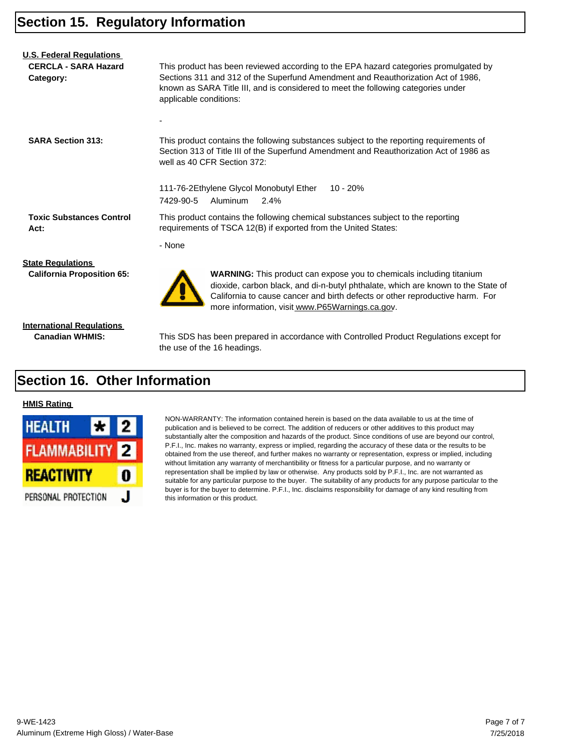## Section 15. Regulatory Information

**U.S. Federal Regulations**

**CERCLA - SARA Hazard Category:**

This product has been reviewed according to the EPA hazard categories promulgated by Sections 311 and 312 of the Superfund Amendment and Reauthorization Act of 1986, known as SARA Title III, and is considered to meet the following categories under applicable conditions:

-

**SARA Section 313:**

This product contains the following substances subject to the reporting requirements of Section 313 of Title III of the Superfund Amendment and Reauthorization Act of 1986 as well as 40 CFR Section 372:

| | | |
|---|---|---|
| 111-76-2 | Ethylene Glycol Monobutyl Ether | 10 - 20% |
| 7429-90-5 | Aluminum | 2.4% |

**Toxic Substances Control Act:**

This product contains the following chemical substances subject to the reporting requirements of TSCA 12(B) if exported from the United States:

- None

**State Regulations**

**California Proposition 65:**

**WARNING:** This product can expose you to chemicals including titanium dioxide, carbon black, and di-n-butyl phthalate, which are known to the State of California to cause cancer and birth defects or other reproductive harm. For more information, visit www.P65Warnings.ca.gov.

**International Regulations**

**Canadian WHMIS:**

This SDS has been prepared in accordance with Controlled Product Regulations except for the use of the 16 headings.

## Section 16. Other Information

**HMIS Rating**

| | | |
|---|---|---|
| HEALTH | * | 2 |
| FLAMMABILITY | | 2 |
| REACTIVITY | | 0 |
| PERSONAL PROTECTION | | J |

NON-WARRANTY: The information contained herein is based on the data available to us at the time of publication and is believed to be correct. The addition of reducers or other additives to this product may substantially alter the composition and hazards of the product. Since conditions of use are beyond our control, P.F.I., Inc. makes no warranty, express or implied, regarding the accuracy of these data or the results to be obtained from the use thereof, and further makes no warranty or representation, express or implied, including without limitation any warranty of merchantibility or fitness for a particular purpose, and no warranty or representation shall be implied by law or otherwise. Any products sold by P.F.I., Inc. are not warranted as suitable for any particular purpose to the buyer. The suitability of any products for any purpose particular to the buyer is for the buyer to determine. P.F.I., Inc. disclaims responsibility for damage of any kind resulting from this information or this product.

9-WE-1423
Aluminum (Extreme High Gloss) / Water-Base

7/25/2018